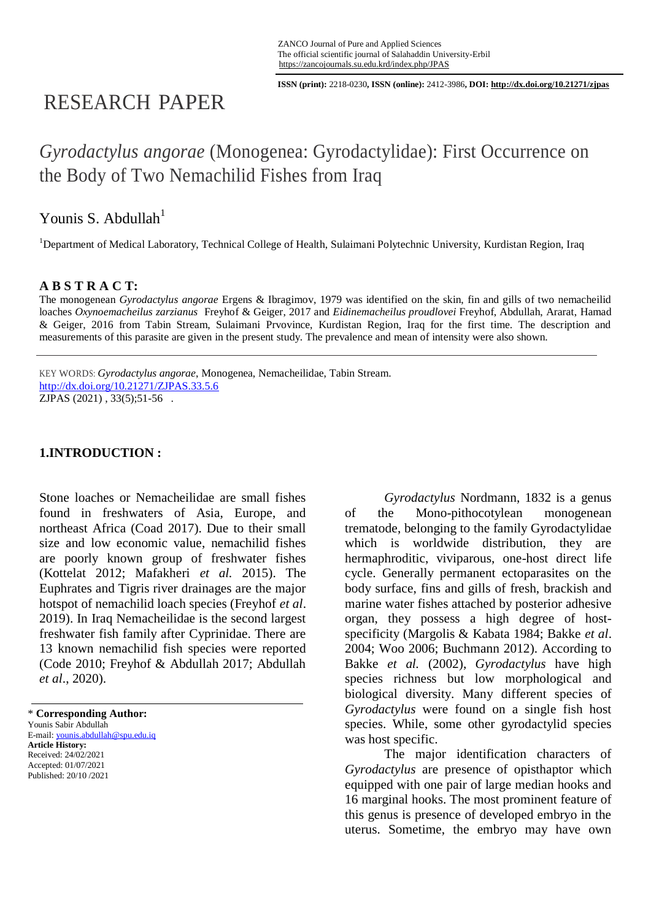# RESEARCH PAPER

## *Gyrodactylus angorae* (Monogenea: Gyrodactylidae): First Occurrence on the Body of Two Nemachilid Fishes from Iraq

Younis S. Abdullah[1]

[1]Department of Medical Laboratory, Technical College of Health, Sulaimani Polytechnic University, Kurdistan Region, Iraq

**A B S T R A C T:**

The monogenean *Gyrodactylus angorae* Ergens & Ibragimov, 1979 was identified on the skin, fin and gills of two nemacheilid loaches *Oxynoemacheilus zarzianus* Freyhof & Geiger, 2017 and *Eidinemacheilus proudlovei* Freyhof, Abdullah, Ararat, Hamad & Geiger, 2016 from Tabin Stream, Sulaimani Prvovince, Kurdistan Region, Iraq for the first time. The description and measurements of this parasite are given in the present study. The prevalence and mean of intensity were also shown.

KEY WORDS: *Gyrodactylus angorae*, Monogenea, Nemacheilidae, Tabin Stream.
http://dx.doi.org/10.21271/ZJPAS.33.5.6

\* **Corresponding Author:**
Younis Sabir Abdullah
E-mail: younis.abdullah@spu.edu.iq
**Article History:**
Received: 24/02/2021
Accepted: 01/07/2021
Published: 20/10 /2021

### 1.INTRODUCTION :

Stone loaches or Nemacheilidae are small fishes found in freshwaters of Asia, Europe, and northeast Africa (Coad 2017). Due to their small size and low economic value, nemachilid fishes are poorly known group of freshwater fishes (Kottelat 2012; Mafakheri *et al.* 2015). The Euphrates and Tigris river drainages are the major hotspot of nemachilid loach species (Freyhof *et al*. 2019). In Iraq Nemacheilidae is the second largest freshwater fish family after Cyprinidae. There are 13 known nemachilid fish species were reported (Code 2010; Freyhof & Abdullah 2017; Abdullah *et al*., 2020).

*Gyrodactylus* Nordmann, 1832 is a genus of the Mono-pithocotylean monogenean trematode, belonging to the family Gyrodactylidae which is worldwide distribution, they are hermaphroditic, viviparous, one-host direct life cycle. Generally permanent ectoparasites on the body surface, fins and gills of fresh, brackish and marine water fishes attached by posterior adhesive organ, they possess a high degree of host-specificity (Margolis & Kabata 1984; Bakke *et al*. 2004; Woo 2006; Buchmann 2012). According to Bakke *et al.* (2002), *Gyrodactylus* have high species richness but low morphological and biological diversity. Many different species of *Gyrodactylus* were found on a single fish host species. While, some other gyrodactylid species was host specific.

The major identification characters of *Gyrodactylus* are presence of opisthaptor which equipped with one pair of large median hooks and 16 marginal hooks. The most prominent feature of this genus is presence of developed embryo in the uterus. Sometime, the embryo may have own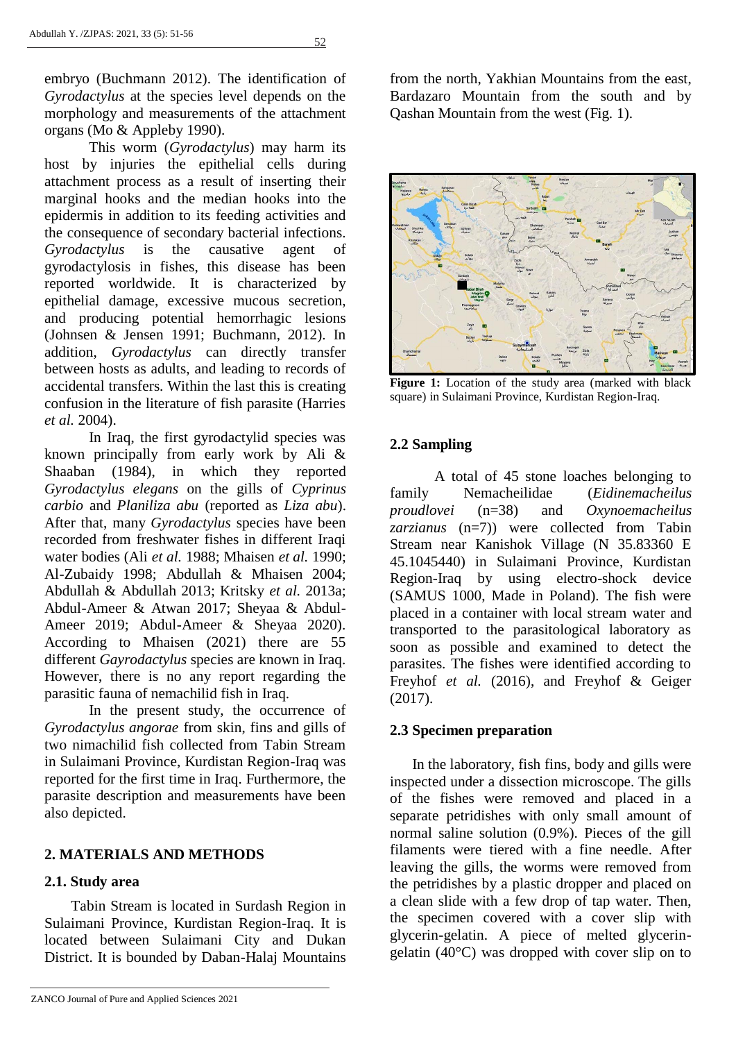embryo (Buchmann 2012). The identification of *Gyrodactylus* at the species level depends on the morphology and measurements of the attachment organs (Mo & Appleby 1990).

This worm (*Gyrodactylus*) may harm its host by injuries the epithelial cells during attachment process as a result of inserting their marginal hooks and the median hooks into the epidermis in addition to its feeding activities and the consequence of secondary bacterial infections. *Gyrodactylus* is the causative agent of gyrodactylosis in fishes, this disease has been reported worldwide. It is characterized by epithelial damage, excessive mucous secretion, and producing potential hemorrhagic lesions (Johnsen & Jensen 1991; Buchmann, 2012). In addition, *Gyrodactylus* can directly transfer between hosts as adults, and leading to records of accidental transfers. Within the last this is creating confusion in the literature of fish parasite (Harries *et al.* 2004).

In Iraq, the first gyrodactylid species was known principally from early work by Ali & Shaaban (1984), in which they reported *Gyrodactylus elegans* on the gills of *Cyprinus carbio* and *Planiliza abu* (reported as *Liza abu*). After that, many *Gyrodactylus* species have been recorded from freshwater fishes in different Iraqi water bodies (Ali *et al.* 1988; Mhaisen *et al.* 1990; Al-Zubaidy 1998; Abdullah & Mhaisen 2004; Abdullah & Abdullah 2013; Kritsky *et al.* 2013a; Abdul-Ameer & Atwan 2017; Sheyaa & Abdul-Ameer 2019; Abdul-Ameer & Sheyaa 2020). According to Mhaisen (2021) there are 55 different *Gayrodactylus* species are known in Iraq. However, there is no any report regarding the parasitic fauna of nemachilid fish in Iraq.

In the present study, the occurrence of *Gyrodactylus angorae* from skin, fins and gills of two nimachilid fish collected from Tabin Stream in Sulaimani Province, Kurdistan Region-Iraq was reported for the first time in Iraq. Furthermore, the parasite description and measurements have been also depicted.

## 2. MATERIALS AND METHODS

### 2.1. Study area

Tabin Stream is located in Surdash Region in Sulaimani Province, Kurdistan Region-Iraq. It is located between Sulaimani City and Dukan District. It is bounded by Daban-Halaj Mountains from the north, Yakhian Mountains from the east, Bardazaro Mountain from the south and by Qashan Mountain from the west (Fig. 1).

**Figure 1:** Location of the study area (marked with black square) in Sulaimani Province, Kurdistan Region-Iraq.

### 2.2 Sampling

A total of 45 stone loaches belonging to family Nemacheilidae (*Eidinemacheilus proudlovei* (n=38) and *Oxynoemacheilus zarzianus* (n=7)) were collected from Tabin Stream near Kanishok Village (N 35.83360 E 45.1045440) in Sulaimani Province, Kurdistan Region-Iraq by using electro-shock device (SAMUS 1000, Made in Poland). The fish were placed in a container with local stream water and transported to the parasitological laboratory as soon as possible and examined to detect the parasites. The fishes were identified according to Freyhof *et al.* (2016), and Freyhof & Geiger (2017).

### 2.3 Specimen preparation

In the laboratory, fish fins, body and gills were inspected under a dissection microscope. The gills of the fishes were removed and placed in a separate petridishes with only small amount of normal saline solution (0.9%). Pieces of the gill filaments were tiered with a fine needle. After leaving the gills, the worms were removed from the petridishes by a plastic dropper and placed on a clean slide with a few drop of tap water. Then, the specimen covered with a cover slip with glycerin-gelatin. A piece of melted glycerin-gelatin (40°C) was dropped with cover slip on to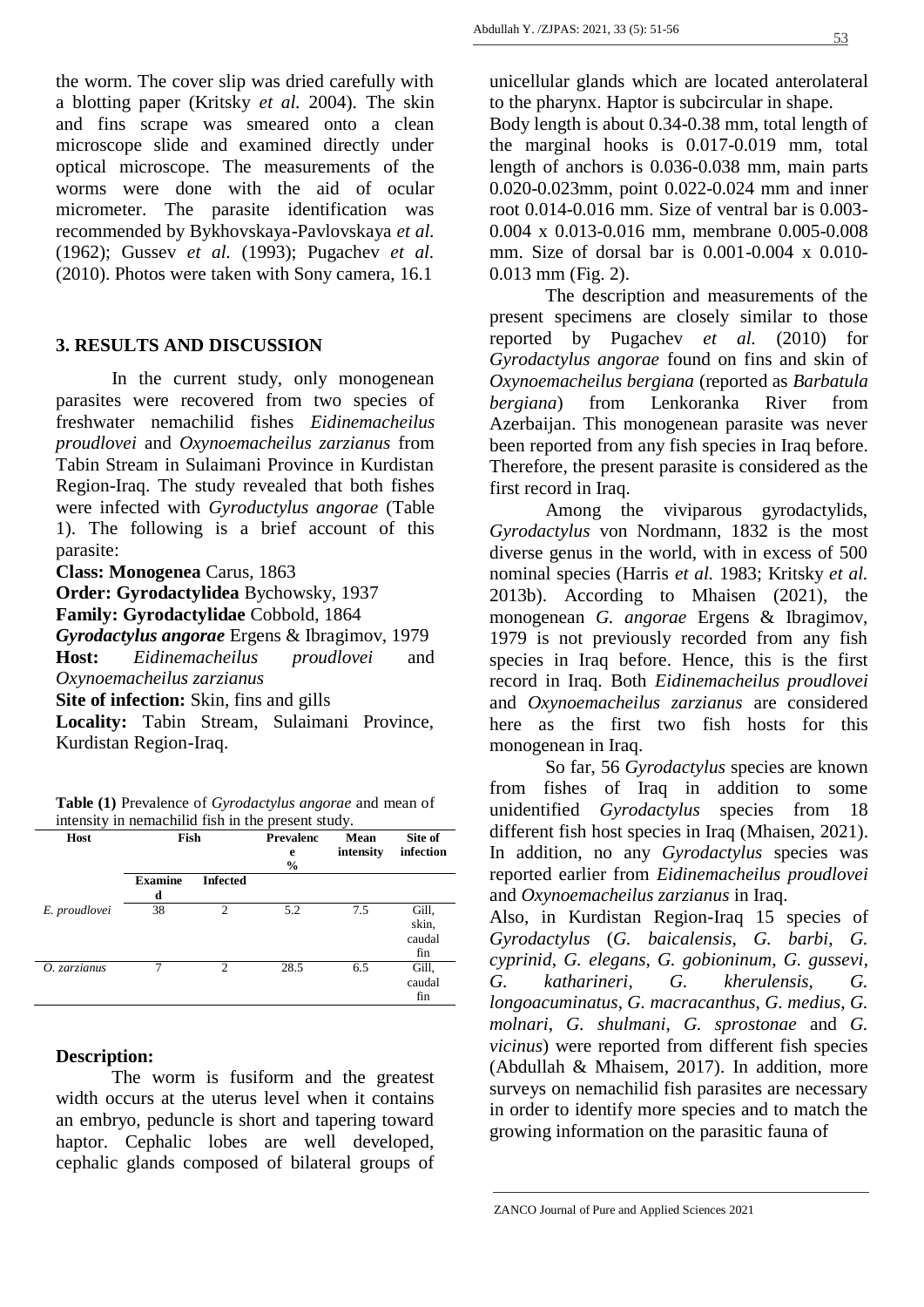the worm. The cover slip was dried carefully with a blotting paper (Kritsky *et al.* 2004). The skin and fins scrape was smeared onto a clean microscope slide and examined directly under optical microscope. The measurements of the worms were done with the aid of ocular micrometer. The parasite identification was recommended by Bykhovskaya-Pavlovskaya *et al.* (1962); Gussev *et al.* (1993); Pugachev *et al.* (2010). Photos were taken with Sony camera, 16.1

## 3. RESULTS AND DISCUSSION

In the current study, only monogenean parasites were recovered from two species of freshwater nemachilid fishes *Eidinemacheilus proudlovei* and *Oxynoemacheilus zarzianus* from Tabin Stream in Sulaimani Province in Kurdistan Region-Iraq. The study revealed that both fishes were infected with *Gyroductylus angorae* (Table 1). The following is a brief account of this parasite:

**Class: Monogenea** Carus, 1863
**Order: Gyrodactylidea** Bychowsky, 1937
**Family: Gyrodactylidae** Cobbold, 1864
***Gyrodactylus angorae*** Ergens & Ibragimov, 1979
**Host:** *Eidinemacheilus proudlovei* and *Oxynoemacheilus zarzianus*
**Site of infection:** Skin, fins and gills
**Locality:** Tabin Stream, Sulaimani Province, Kurdistan Region-Iraq.

**Table (1)** Prevalence of *Gyrodactylus angorae* and mean of intensity in nemachilid fish in the present study.

| Host | Fish | | Prevalence % | Mean intensity | Site of infection |
|---|---|---|---|---|---|
| | Examined | Infected | | | |
| *E. proudlovei* | 38 | 2 | 5.2 | 7.5 | Gill, skin, caudal fin |
| *O. zarzianus* | 7 | 2 | 28.5 | 6.5 | Gill, caudal fin |

**Description:**

The worm is fusiform and the greatest width occurs at the uterus level when it contains an embryo, peduncle is short and tapering toward haptor. Cephalic lobes are well developed, cephalic glands composed of bilateral groups of unicellular glands which are located anterolateral to the pharynx. Haptor is subcircular in shape.

Body length is about 0.34-0.38 mm, total length of the marginal hooks is 0.017-0.019 mm, total length of anchors is 0.036-0.038 mm, main parts 0.020-0.023mm, point 0.022-0.024 mm and inner root 0.014-0.016 mm. Size of ventral bar is 0.003-0.004 x 0.013-0.016 mm, membrane 0.005-0.008 mm. Size of dorsal bar is 0.001-0.004 x 0.010-0.013 mm (Fig. 2).

The description and measurements of the present specimens are closely similar to those reported by Pugachev *et al.* (2010) for *Gyrodactylus angorae* found on fins and skin of *Oxynoemacheilus bergiana* (reported as *Barbatula bergiana*) from Lenkoranka River from Azerbaijan. This monogenean parasite was never been reported from any fish species in Iraq before. Therefore, the present parasite is considered as the first record in Iraq.

Among the viviparous gyrodactylids, *Gyrodactylus* von Nordmann, 1832 is the most diverse genus in the world, with in excess of 500 nominal species (Harris *et al.* 1983; Kritsky *et al.* 2013b). According to Mhaisen (2021), the monogenean *G. angorae* Ergens & Ibragimov, 1979 is not previously recorded from any fish species in Iraq before. Hence, this is the first record in Iraq. Both *Eidinemacheilus proudlovei* and *Oxynoemacheilus zarzianus* are considered here as the first two fish hosts for this monogenean in Iraq.

So far, 56 *Gyrodactylus* species are known from fishes of Iraq in addition to some unidentified *Gyrodactylus* species from 18 different fish host species in Iraq (Mhaisen, 2021). In addition, no any *Gyrodactylus* species was reported earlier from *Eidinemacheilus proudlovei* and *Oxynoemacheilus zarzianus* in Iraq.

Also, in Kurdistan Region-Iraq 15 species of *Gyrodactylus* (*G. baicalensis*, *G. barbi*, *G. cyprinid*, *G. elegans*, *G. gobioninum*, *G. gussevi*, *G. katharineri*, *G. kherulensis*, *G. longoacuminatus*, *G. macracanthus*, *G. medius*, *G. molnari*, *G. shulmani*, *G. sprostonae* and *G. vicinus*) were reported from different fish species (Abdullah & Mhaisem, 2017). In addition, more surveys on nemachilid fish parasites are necessary in order to identify more species and to match the growing information on the parasitic fauna of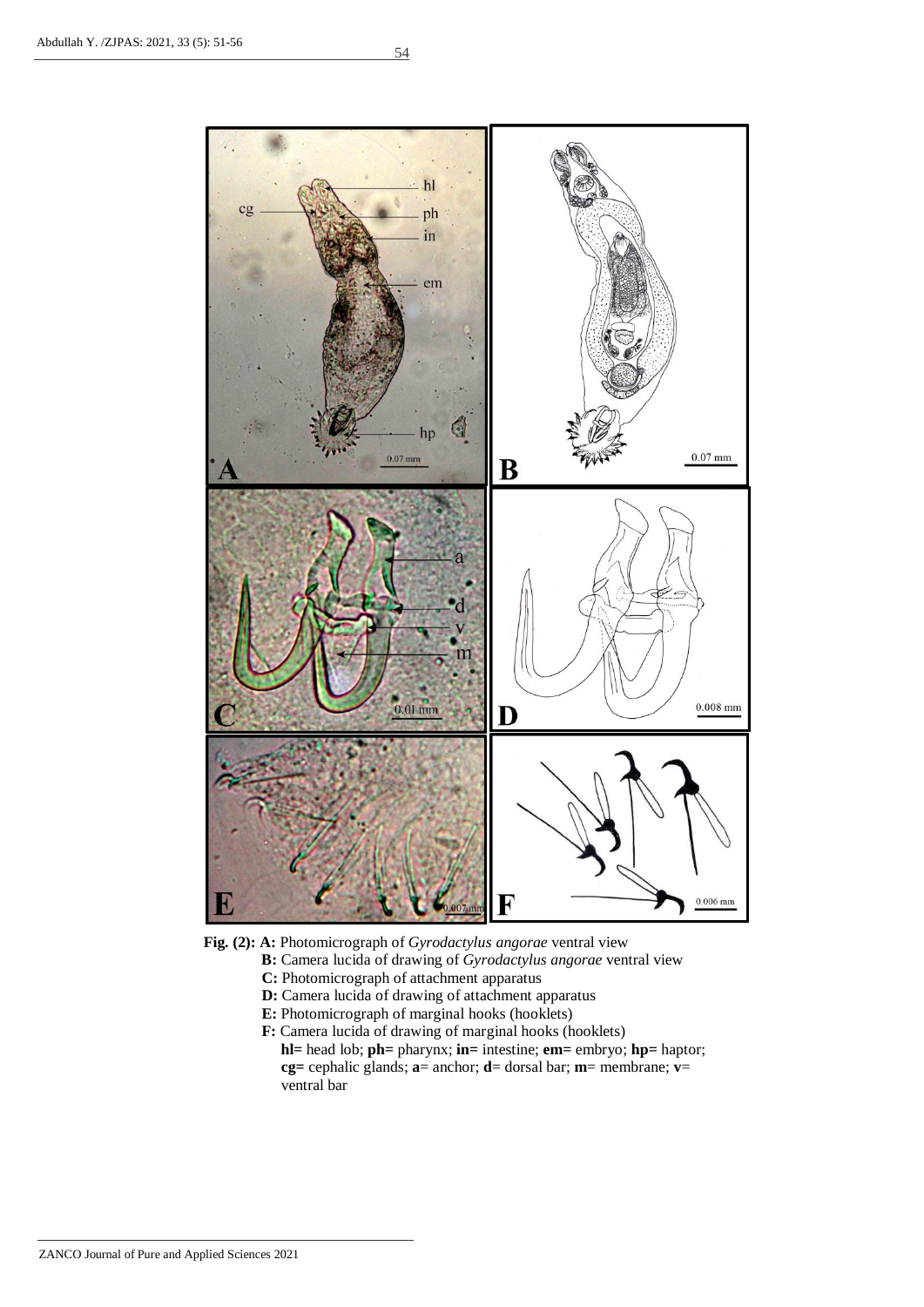**Fig. (2): A:** Photomicrograph of *Gyrodactylus angorae* ventral view

**B:** Camera lucida of drawing of *Gyrodactylus angorae* ventral view

**C:** Photomicrograph of attachment apparatus

**D:** Camera lucida of drawing of attachment apparatus

**E:** Photomicrograph of marginal hooks (hooklets)

**F:** Camera lucida of drawing of marginal hooks (hooklets)

**hl=** head lob; **ph=** pharynx; **in=** intestine; **em=** embryo; **hp=** haptor; **cg=** cephalic glands; **a**= anchor; **d**= dorsal bar; **m**= membrane; **v**= ventral bar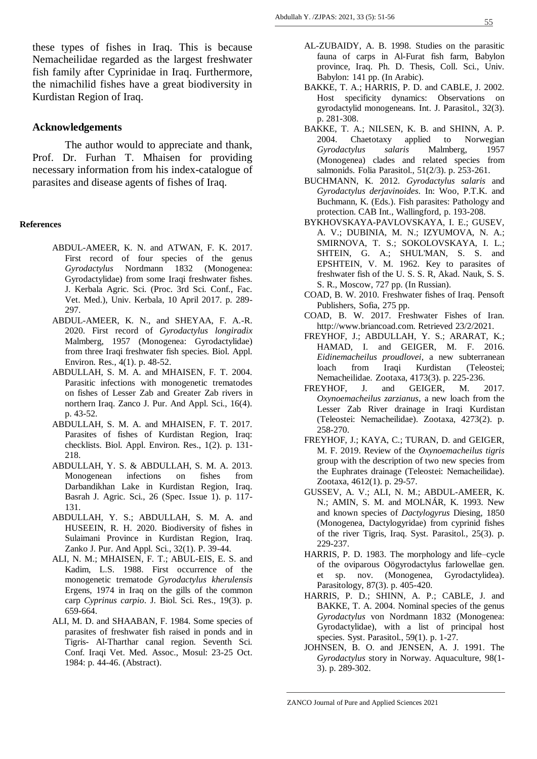these types of fishes in Iraq. This is because Nemacheilidae regarded as the largest freshwater fish family after Cyprinidae in Iraq. Furthermore, the nimachilid fishes have a great biodiversity in Kurdistan Region of Iraq.

## Acknowledgements

The author would to appreciate and thank, Prof. Dr. Furhan T. Mhaisen for providing necessary information from his index-catalogue of parasites and disease agents of fishes of Iraq.

### References

ABDUL-AMEER, K. N. and ATWAN, F. K. 2017. First record of four species of the genus *Gyrodactylus* Nordmann 1832 (Monogenea: Gyrodactylidae) from some Iraqi freshwater fishes. J. Kerbala Agric. Sci. (Proc. 3rd Sci. Conf., Fac. Vet. Med.), Univ. Kerbala, 10 April 2017. p. 289-297.

ABDUL-AMEER, K. N., and SHEYAA, F. A.-R. 2020. First record of *Gyrodactylus longiradix* Malmberg, 1957 (Monogenea: Gyrodactylidae) from three Iraqi freshwater fish species. Biol. Appl. Environ. Res., 4(1). p. 48-52.

ABDULLAH, S. M. A. and MHAISEN, F. T. 2004. Parasitic infections with monogenetic trematodes on fishes of Lesser Zab and Greater Zab rivers in northern Iraq. Zanco J. Pur. And Appl. Sci., 16(4). p. 43-52.

ABDULLAH, S. M. A. and MHAISEN, F. T. 2017. Parasites of fishes of Kurdistan Region, Iraq: checklists. Biol. Appl. Environ. Res., 1(2). p. 131-218.

ABDULLAH, Y. S. & ABDULLAH, S. M. A. 2013. Monogenean infections on fishes from Darbandikhan Lake in Kurdistan Region, Iraq. Basrah J. Agric. Sci., 26 (Spec. Issue 1). p. 117-131.

ABDULLAH, Y. S.; ABDULLAH, S. M. A. and HUSEEIN, R. H. 2020. Biodiversity of fishes in Sulaimani Province in Kurdistan Region, Iraq. Zanko J. Pur. And Appl. Sci., 32(1). P. 39-44.

ALI, N. M.; MHAISEN, F. T.; ABUL-EIS, E. S. and Kadim, L.S. 1988. First occurrence of the monogenetic trematode *Gyrodactylus kherulensis* Ergens, 1974 in Iraq on the gills of the common carp *Cyprinus carpio*. J. Biol. Sci. Res., 19(3). p. 659-664.

ALI, M. D. and SHAABAN, F. 1984. Some species of parasites of freshwater fish raised in ponds and in Tigris- Al-Tharthar canal region. Seventh Sci. Conf. Iraqi Vet. Med. Assoc., Mosul: 23-25 Oct. 1984: p. 44-46. (Abstract).

AL-ZUBAIDY, A. B. 1998. Studies on the parasitic fauna of carps in Al-Furat fish farm, Babylon province, Iraq. Ph. D. Thesis, Coll. Sci., Univ. Babylon: 141 pp. (In Arabic).

BAKKE, T. A.; HARRIS, P. D. and CABLE, J. 2002. Host specificity dynamics: Observations on gyrodactylid monogeneans. Int. J. Parasitol., 32(3). p. 281-308.

BAKKE, T. A.; NILSEN, K. B. and SHINN, A. P. 2004. Chaetotaxy applied to Norwegian *Gyrodactylus salaris* Malmberg, 1957 (Monogenea) clades and related species from salmonids. Folia Parasitol., 51(2/3). p. 253-261.

BUCHMANN, K. 2012. *Gyrodactylus salaris* and *Gyrodactylus derjavinoides*. In: Woo, P.T.K. and Buchmann, K. (Eds.). Fish parasites: Pathology and protection. CAB Int., Wallingford, p. 193-208.

BYKHOVSKAYA-PAVLOVSKAYA, I. E.; GUSEV, A. V.; DUBINIA, M. N.; IZYUMOVA, N. A.; SMIRNOVA, T. S.; SOKOLOVSKAYA, I. L.; SHTEIN, G. A.; SHUL'MAN, S. S. and EPSHTEIN, V. M. 1962. Key to parasites of freshwater fish of the U. S. S. R, Akad. Nauk, S. S. S. R., Moscow, 727 pp. (In Russian).

COAD, B. W. 2010. Freshwater fishes of Iraq. Pensoft Publishers, Sofia, 275 pp.

COAD, B. W. 2017. Freshwater Fishes of Iran. http://www.briancoad.com. Retrieved 23/2/2021.

FREYHOF, J.; ABDULLAH, Y. S.; ARARAT, K.; HAMAD, I. and GEIGER, M. F. 2016. *Eidinemacheilus proudlovei*, a new subterranean loach from Iraqi Kurdistan (Teleostei; Nemacheilidae. Zootaxa, 4173(3). p. 225-236.

FREYHOF, J. and GEIGER, M. 2017. *Oxynoemacheilus zarzianus*, a new loach from the Lesser Zab River drainage in Iraqi Kurdistan (Teleostei: Nemacheilidae). Zootaxa, 4273(2). p. 258-270.

FREYHOF, J.; KAYA, C.; TURAN, D. and GEIGER, M. F. 2019. Review of the *Oxynoemacheilus tigris* group with the description of two new species from the Euphrates drainage (Teleostei: Nemacheilidae). Zootaxa, 4612(1). p. 29-57.

GUSSEV, A. V.; ALI, N. M.; ABDUL-AMEER, K. N.; AMIN, S. M. and MOLNÁR, K. 1993. New and known species of *Dactylogyrus* Diesing, 1850 (Monogenea, Dactylogyridae) from cyprinid fishes of the river Tigris, Iraq. Syst. Parasitol., 25(3). p. 229-237.

HARRIS, P. D. 1983. The morphology and life–cycle of the oviparous Oögyrodactylus farlowellae gen. et sp. nov. (Monogenea, Gyrodactylidea). Parasitology, 87(3). p. 405-420.

HARRIS, P. D.; SHINN, A. P.; CABLE, J. and BAKKE, T. A. 2004. Nominal species of the genus *Gyrodactylus* von Nordmann 1832 (Monogenea: Gyrodactylidae), with a list of principal host species. Syst. Parasitol., 59(1). p. 1-27.

JOHNSEN, B. O. and JENSEN, A. J. 1991. The *Gyrodactylus* story in Norway. Aquaculture, 98(1-3). p. 289-302.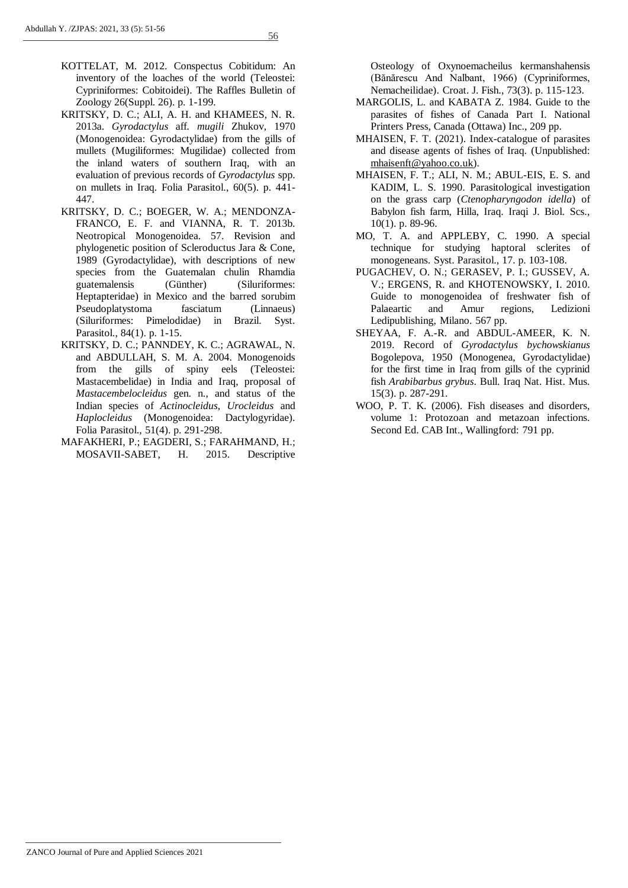KOTTELAT, M. 2012. Conspectus Cobitidum: An inventory of the loaches of the world (Teleostei: Cypriniformes: Cobitoidei). The Raffles Bulletin of Zoology 26(Suppl. 26). p. 1-199.

KRITSKY, D. C.; ALI, A. H. and KHAMEES, N. R. 2013a. *Gyrodactylus* aff. *mugili* Zhukov, 1970 (Monogenoidea: Gyrodactylidae) from the gills of mullets (Mugiliformes: Mugilidae) collected from the inland waters of southern Iraq, with an evaluation of previous records of *Gyrodactylus* spp. on mullets in Iraq. Folia Parasitol., 60(5). p. 441-447.

KRITSKY, D. C.; BOEGER, W. A.; MENDONZA-FRANCO, E. F. and VIANNA, R. T. 2013b. Neotropical Monogenoidea. 57. Revision and phylogenetic position of Scleroductus Jara & Cone, 1989 (Gyrodactylidae), with descriptions of new species from the Guatemalan chulin Rhamdia guatemalensis (Günther) (Siluriformes: Heptapteridae) in Mexico and the barred sorubim Pseudoplatystoma fasciatum (Linnaeus) (Siluriformes: Pimelodidae) in Brazil. Syst. Parasitol., 84(1). p. 1-15.

KRITSKY, D. C.; PANNDEY, K. C.; AGRAWAL, N. and ABDULLAH, S. M. A. 2004. Monogenoids from the gills of spiny eels (Teleostei: Mastacembelidae) in India and Iraq, proposal of *Mastacembelocleidus* gen. n., and status of the Indian species of *Actinocleidus*, *Urocleidus* and *Haplocleidus* (Monogenoidea: Dactylogyridae). Folia Parasitol., 51(4). p. 291-298.

MAFAKHERI, P.; EAGDERI, S.; FARAHMAND, H.; MOSAVII-SABET, H. 2015. Descriptive Osteology of Oxynoemacheilus kermanshahensis (Bănărescu And Nalbant, 1966) (Cypriniformes, Nemacheilidae). Croat. J. Fish., 73(3). p. 115-123.

MARGOLIS, L. and KABATA Z. 1984. Guide to the parasites of fishes of Canada Part I. National Printers Press, Canada (Ottawa) Inc., 209 pp.

MHAISEN, F. T. (2021). Index-catalogue of parasites and disease agents of fishes of Iraq. (Unpublished: mhaisenft@yahoo.co.uk).

MHAISEN, F. T.; ALI, N. M.; ABUL-EIS, E. S. and KADIM, L. S. 1990. Parasitological investigation on the grass carp (*Ctenopharyngodon idella*) of Babylon fish farm, Hilla, Iraq. Iraqi J. Biol. Scs., 10(1). p. 89-96.

MO, T. A. and APPLEBY, C. 1990. A special technique for studying haptoral sclerites of monogeneans. Syst. Parasitol., 17. p. 103-108.

PUGACHEV, O. N.; GERASEV, P. I.; GUSSEV, A. V.; ERGENS, R. and KHOTENOWSKY, I. 2010. Guide to monogenoidea of freshwater fish of Palaeartic and Amur regions, Ledizioni Ledipublishing, Milano. 567 pp.

SHEYAA, F. A.-R. and ABDUL-AMEER, K. N. 2019. Record of *Gyrodactylus bychowskianus* Bogolepova, 1950 (Monogenea, Gyrodactylidae) for the first time in Iraq from gills of the cyprinid fish *Arabibarbus grybus*. Bull. Iraq Nat. Hist. Mus. 15(3). p. 287-291.

WOO, P. T. K. (2006). Fish diseases and disorders, volume 1: Protozoan and metazoan infections. Second Ed. CAB Int., Wallingford: 791 pp.